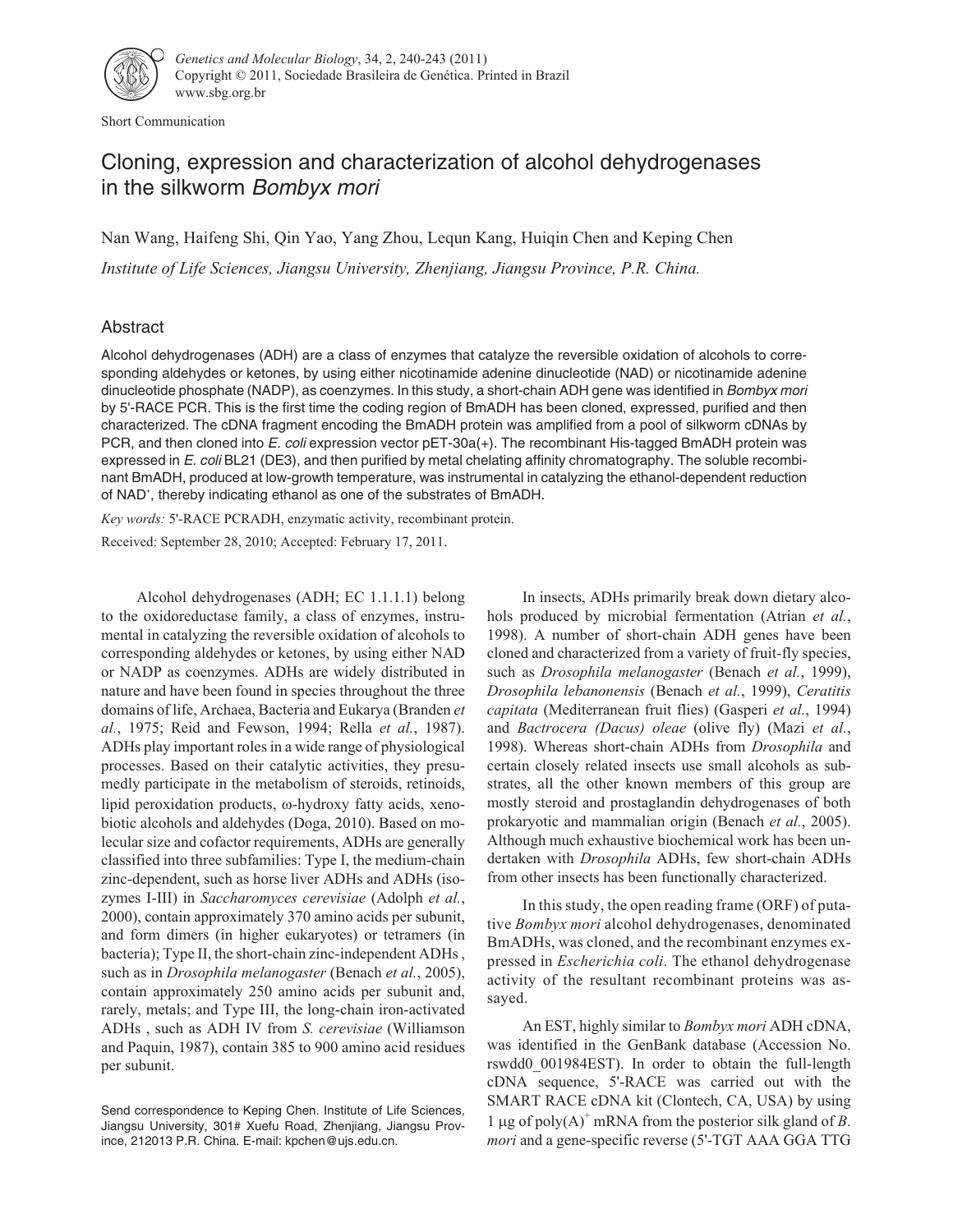Short Communication

# Cloning, expression and characterization of alcohol dehydrogenases in the silkworm *Bombyx mori*

Nan Wang, Haifeng Shi, Qin Yao, Yang Zhou, Lequn Kang, Huiqin Chen and Keping Chen

*Institute of Life Sciences, Jiangsu University, Zhenjiang, Jiangsu Province, P.R. China.*

## Abstract

Alcohol dehydrogenases (ADH) are a class of enzymes that catalyze the reversible oxidation of alcohols to corresponding aldehydes or ketones, by using either nicotinamide adenine dinucleotide (NAD) or nicotinamide adenine dinucleotide phosphate (NADP), as coenzymes. In this study, a short-chain ADH gene was identified in *Bombyx mori* by 5'-RACE PCR. This is the first time the coding region of BmADH has been cloned, expressed, purified and then characterized. The cDNA fragment encoding the BmADH protein was amplified from a pool of silkworm cDNAs by PCR, and then cloned into *E. coli* expression vector pET-30a(+). The recombinant His-tagged BmADH protein was expressed in *E. coli* BL21 (DE3), and then purified by metal chelating affinity chromatography. The soluble recombinant BmADH, produced at low-growth temperature, was instrumental in catalyzing the ethanol-dependent reduction of $NAD^+$, thereby indicating ethanol as one of the substrates of BmADH.

*Key words:* 5'-RACE PCRADH, enzymatic activity, recombinant protein.

Received: September 28, 2010; Accepted: February 17, 2011.

Alcohol dehydrogenases (ADH; EC 1.1.1.1) belong to the oxidoreductase family, a class of enzymes, instrumental in catalyzing the reversible oxidation of alcohols to corresponding aldehydes or ketones, by using either NAD or NADP as coenzymes. ADHs are widely distributed in nature and have been found in species throughout the three domains of life, Archaea, Bacteria and Eukarya (Branden *et al.*, 1975; Reid and Fewson, 1994; Rella *et al.*, 1987). ADHs play important roles in a wide range of physiological processes. Based on their catalytic activities, they presumedly participate in the metabolism of steroids, retinoids, lipid peroxidation products, ω-hydroxy fatty acids, xenobiotic alcohols and aldehydes (Doga, 2010). Based on molecular size and cofactor requirements, ADHs are generally classified into three subfamilies: Type I, the medium-chain zinc-dependent, such as horse liver ADHs and ADHs (isozymes I-III) in *Saccharomyces cerevisiae* (Adolph *et al.*, 2000), contain approximately 370 amino acids per subunit, and form dimers (in higher eukaryotes) or tetramers (in bacteria); Type II, the short-chain zinc-independent ADHs , such as in *Drosophila melanogaster* (Benach *et al.*, 2005), contain approximately 250 amino acids per subunit and, rarely, metals; and Type III, the long-chain iron-activated ADHs , such as ADH IV from *S. cerevisiae* (Williamson and Paquin, 1987), contain 385 to 900 amino acid residues per subunit.

In insects, ADHs primarily break down dietary alcohols produced by microbial fermentation (Atrian *et al.*, 1998). A number of short-chain ADH genes have been cloned and characterized from a variety of fruit-fly species, such as *Drosophila melanogaster* (Benach *et al.*, 1999), *Drosophila lebanonensis* (Benach *et al.*, 1999), *Ceratitis capitata* (Mediterranean fruit flies) (Gasperi *et al.*, 1994) and *Bactrocera (Dacus) oleae* (olive fly) (Mazi *et al.*, 1998). Whereas short-chain ADHs from *Drosophila* and certain closely related insects use small alcohols as substrates, all the other known members of this group are mostly steroid and prostaglandin dehydrogenases of both prokaryotic and mammalian origin (Benach *et al.*, 2005). Although much exhaustive biochemical work has been undertaken with *Drosophila* ADHs, few short-chain ADHs from other insects has been functionally characterized.

In this study, the open reading frame (ORF) of putative *Bombyx mori* alcohol dehydrogenases, denominated BmADHs, was cloned, and the recombinant enzymes expressed in *Escherichia coli*. The ethanol dehydrogenase activity of the resultant recombinant proteins was assayed.

An EST, highly similar to *Bombyx mori* ADH cDNA, was identified in the GenBank database (Accession No. rswdd0_001984EST). In order to obtain the full-length cDNA sequence, 5'-RACE was carried out with the SMART RACE cDNA kit (Clontech, CA, USA) by using 1 μg of $poly(A)^+$ mRNA from the posterior silk gland of *B. mori* and a gene-specific reverse (5'-TGT AAA GGA TTG

Send correspondence to Keping Chen. Institute of Life Sciences, Jiangsu University, 301# Xuefu Road, Zhenjiang, Jiangsu Province, 212013 P.R. China. E-mail: kpchen@ujs.edu.cn.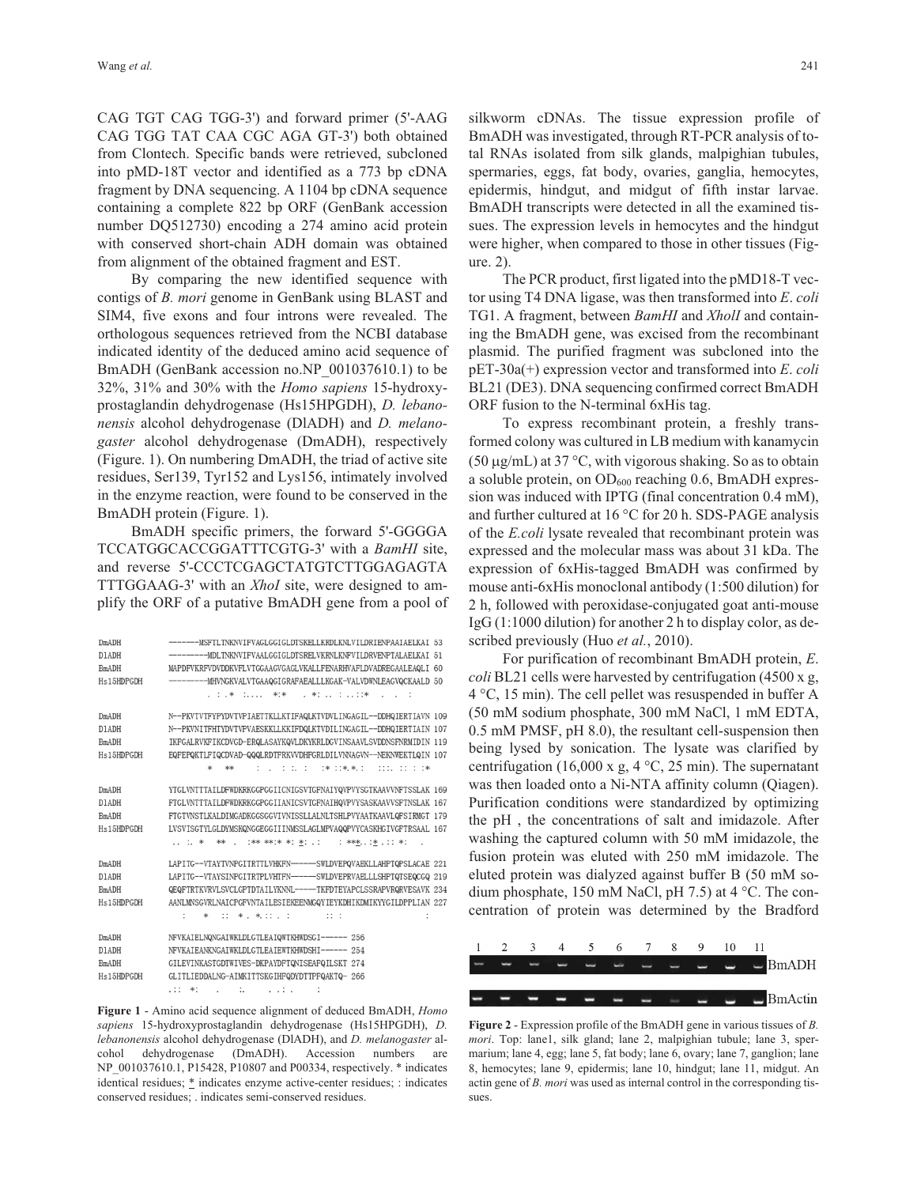CAG TGT CAG TGG-3') and forward primer (5'-AAG CAG TGG TAT CAA CGC AGA GT-3') both obtained from Clontech. Specific bands were retrieved, subcloned into pMD-18T vector and identified as a 773 bp cDNA fragment by DNA sequencing. A 1104 bp cDNA sequence containing a complete 822 bp ORF (GenBank accession number DQ512730) encoding a 274 amino acid protein with conserved short-chain ADH domain was obtained from alignment of the obtained fragment and EST.

By comparing the new identified sequence with contigs of *B. mori* genome in GenBank using BLAST and SIM4, five exons and four introns were revealed. The orthologous sequences retrieved from the NCBI database indicated identity of the deduced amino acid sequence of BmADH (GenBank accession no.NP_001037610.1) to be 32%, 31% and 30% with the *Homo sapiens* 15-hydroxy-prostaglandin dehydrogenase (Hs15HPGDH), *D. lebanonensis* alcohol dehydrogenase (DlADH) and *D. melanogaster* alcohol dehydrogenase (DmADH), respectively (Figure. 1). On numbering DmADH, the triad of active site residues, Ser139, Tyr152 and Lys156, intimately involved in the enzyme reaction, were found to be conserved in the BmADH protein (Figure. 1).

BmADH specific primers, the forward 5'-GGGGA TCCATGGCACCGGATTTCGTG-3' with a *BamHI* site, and reverse 5'-CCCTCGAGCTATGTCTTGGAGAGTA TTTGGAAG-3' with an *XhoI* site, were designed to amplify the ORF of a putative BmADH gene from a pool of

```
DmADH      ------MSFTLTNKNVIFVAGLGGIGLDTSKELLKRDLKNLVILDRIENPAAIAELKAI 53
DlADH      --------MDLTNKNVIFVAALGGIGLDTSRELVKRNLKNFVILDRVENPTALAELKAI 51
BmADH      MAPDFVKRFVDVDDKVFLVTGGAAGVGAGLVKALLFENARHVAFLDVADREGAALEAQLI 60
Hs15HPGDH  --------MHVNGKVALVTGAAQGIGRAFAEALLLKGAK-VALVDWNLEAGVQCKAALD 50
                . : .* :.... *:*   . *: .. : ..::*   .   .   :

DmADH      N--PKVTVTFYPYDVTVPIAETTKLLKTIFAQLKTVDVLINGAGIL--DDHQIERTIAVN 109
DlADH      N--PKVNITFHTYDVTVPVAESKKLLKKIFDQLKTVDILINGAGIL--DDHQIERTIAIN 107
BmADH      IKFGALRVKFIKCDVGD-ERQLASAYKQVLDKYKRLDGVINSAAVLSVDDNSFNRMIDIN 119
Hs15HPGDH  EQFEPQKTLFIQCDVAD-QQQLRDTFRKVVDHFGRLDILVNNAGVN--NEKNWEKTLQIN 107
                 *    **       :   .   :  :. :    :* ::*.*. :    :::. :: : :*

DmADH      YTGLVNTTTAILDFWDKRKGGPGGIICNIGSVTGFNAIYQVPVYSGTKAAVVNFTSSLAK 169
DlADH      FTGLVNTTTAILDFWDKRKGGPGGIIANICSVTGFNAIHQVPVYSASKAAVVSFTNSLAK 167
BmADH      FTGTVNSTLKALDIMGADKGGSGGVIVNISSLLALNLTSHLPVYAATKAAVLQFSIRMGT 179
Hs15HPGDH  LVSVISGTYLGLDYMSKQNGGEGGIIINMSSLAGLMPVAQQPVYCASKHGIVGFTRSAAL 167
           .. :. *    **  .   :** **:* *: *: .:     : **: . :* .::  *:    .

DmADH      LAPITG--VTAYTVNPGITRTTLVHKFN------SWLDVEPQVAEKLLAHPTQPSLACAE 221
DlADH      LAPITG--VTAYSINPGITRTPLVHTFN------SWLDVEPRVAELLLSHPTQTSEQCGQ 219
BmADH      QEQFTRTKVRVLSVCLGPTDTAILYKNNL-----TKFDTEYAPCLSSRAFVRQRVESAVK 234
Hs15HPGDH  AANLMNSGVRLNAICPGFVNTAILESIEKEENMGQYIEYKDHIKDMIKYYGILDPPLIAN 227
               :     *   ::  * . *.:: .  :            :: :                  :

DmADH      NFVKAIELNQNGAIWKLDLGTLEAIQWTKHWDSGI------ 256
DlADH      NFVKAIEANKNGAIWKLDLGTLEAIEWTKHWDSHI------ 254
BmADH      GILEVINKASTGDTWIVES-DKPAYDFTQNISEAFQILSKT 274
Hs15HPGDH  GLITLIEDDALNG-AIMKITTSKGIHFQDYDTTPFQAKTQ- 266
           .::  *:    .     :.      . .: .      :
```

**Figure 1** - Amino acid sequence alignment of deduced BmADH, *Homo sapiens* 15-hydroxyprostaglandin dehydrogenase (Hs15HPGDH), *D. lebanonensis* alcohol dehydrogenase (DlADH), and *D. melanogaster* alcohol dehydrogenase (DmADH). Accession numbers are NP_001037610.1, P15428, P10807 and P00334, respectively. * indicates identical residues; * indicates enzyme active-center residues; : indicates conserved residues; . indicates semi-conserved residues.

silkworm cDNAs. The tissue expression profile of BmADH was investigated, through RT-PCR analysis of total RNAs isolated from silk glands, malpighian tubules, spermaries, eggs, fat body, ovaries, ganglia, hemocytes, epidermis, hindgut, and midgut of fifth instar larvae. BmADH transcripts were detected in all the examined tissues. The expression levels in hemocytes and the hindgut were higher, when compared to those in other tissues (Figure. 2).

The PCR product, first ligated into the pMD18-T vector using T4 DNA ligase, was then transformed into *E. coli* TG1. A fragment, between *BamHI* and *XhoI* and containing the BmADH gene, was excised from the recombinant plasmid. The purified fragment was subcloned into the pET-30a(+) expression vector and transformed into *E. coli* BL21 (DE3). DNA sequencing confirmed correct BmADH ORF fusion to the N-terminal 6xHis tag.

To express recombinant protein, a freshly transformed colony was cultured in LB medium with kanamycin (50 μg/mL) at 37 °C, with vigorous shaking. So as to obtain a soluble protein, on $OD_{600}$ reaching 0.6, BmADH expression was induced with IPTG (final concentration 0.4 mM), and further cultured at 16 °C for 20 h. SDS-PAGE analysis of the *E.coli* lysate revealed that recombinant protein was expressed and the molecular mass was about 31 kDa. The expression of 6xHis-tagged BmADH was confirmed by mouse anti-6xHis monoclonal antibody (1:500 dilution) for 2 h, followed with peroxidase-conjugated goat anti-mouse IgG (1:1000 dilution) for another 2 h to display color, as described previously (Huo *et al.*, 2010).

For purification of recombinant BmADH protein, *E. coli* BL21 cells were harvested by centrifugation (4500 x g, 4 °C, 15 min). The cell pellet was resuspended in buffer A (50 mM sodium phosphate, 300 mM NaCl, 1 mM EDTA, 0.5 mM PMSF, pH 8.0), the resultant cell-suspension then being lysed by sonication. The lysate was clarified by centrifugation (16,000 x g, 4 °C, 25 min). The supernatant was then loaded onto a Ni-NTA affinity column (Qiagen). Purification conditions were standardized by optimizing the pH , the concentrations of salt and imidazole. After washing the captured column with 50 mM imidazole, the fusion protein was eluted with 250 mM imidazole. The eluted protein was dialyzed against buffer B (50 mM sodium phosphate, 150 mM NaCl, pH 7.5) at 4 °C. The concentration of protein was determined by the Bradford

**Figure 2** - Expression profile of the BmADH gene in various tissues of *B. mori*. Top: lane1, silk gland; lane 2, malpighian tubule; lane 3, spermarium; lane 4, egg; lane 5, fat body; lane 6, ovary; lane 7, ganglion; lane 8, hemocytes; lane 9, epidermis; lane 10, hindgut; lane 11, midgut. An actin gene of *B. mori* was used as internal control in the corresponding tissues.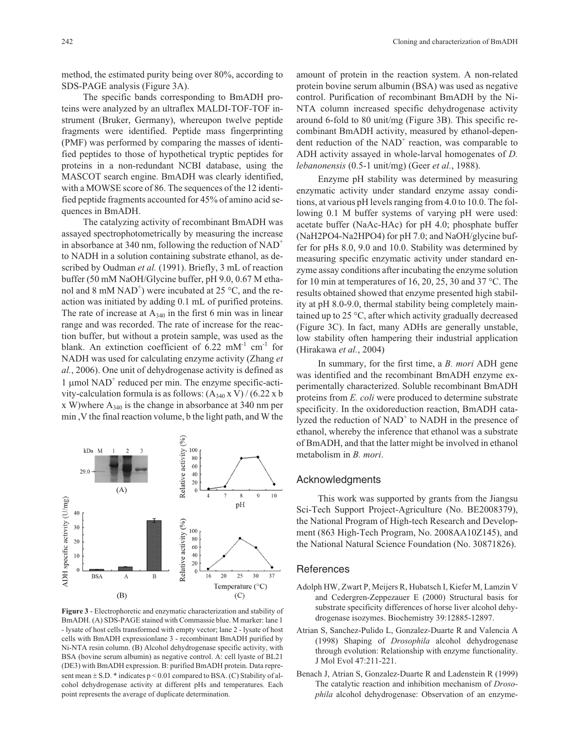method, the estimated purity being over 80%, according to SDS-PAGE analysis (Figure 3A).

The specific bands corresponding to BmADH proteins were analyzed by an ultraflex MALDI-TOF-TOF instrument (Bruker, Germany), whereupon twelve peptide fragments were identified. Peptide mass fingerprinting (PMF) was performed by comparing the masses of identified peptides to those of hypothetical tryptic peptides for proteins in a non-redundant NCBI database, using the MASCOT search engine. BmADH was clearly identified, with a MOWSE score of 86. The sequences of the 12 identified peptide fragments accounted for 45% of amino acid sequences in BmADH.

The catalyzing activity of recombinant BmADH was assayed spectrophotometrically by measuring the increase in absorbance at 340 nm, following the reduction of $NAD^+$ to NADH in a solution containing substrate ethanol, as described by Oudman *et al.* (1991). Briefly, 3 mL of reaction buffer (50 mM NaOH/Glycine buffer, pH 9.0, 0.67 M ethanol and 8 mM $NAD^+$) were incubated at 25 °C, and the reaction was initiated by adding 0.1 mL of purified proteins. The rate of increase at $A_{340}$ in the first 6 min was in linear range and was recorded. The rate of increase for the reaction buffer, but without a protein sample, was used as the blank. An extinction coefficient of 6.22 $mM^{-1}$ $cm^{-1}$ for NADH was used for calculating enzyme activity (Zhang *et al.*, 2006). One unit of dehydrogenase activity is defined as 1 μmol $NAD^+$ reduced per min. The enzyme specific-activity-calculation formula is as follows: $(A_{340} \times V) / (6.22 \times b \times W)$where $A_{340}$ is the change in absorbance at 340 nm per min ,V the final reaction volume, b the light path, and W the amount of protein in the reaction system. A non-related protein bovine serum albumin (BSA) was used as negative control. Purification of recombinant BmADH by the Ni-NTA column increased specific dehydrogenase activity around 6-fold to 80 unit/mg (Figure 3B). This specific recombinant BmADH activity, measured by ethanol-dependent reduction of the $NAD^+$ reaction, was comparable to ADH activity assayed in whole-larval homogenates of *D. lebanonensis* (0.5-1 unit/mg) (Geer *et al.*, 1988).

Enzyme pH stability was determined by measuring enzymatic activity under standard enzyme assay conditions, at various pH levels ranging from 4.0 to 10.0. The following 0.1 M buffer systems of varying pH were used: acetate buffer (NaAc-HAc) for pH 4.0; phosphate buffer (NaH2PO4-Na2HPO4) for pH 7.0; and NaOH/glycine buffer for pHs 8.0, 9.0 and 10.0. Stability was determined by measuring specific enzymatic activity under standard enzyme assay conditions after incubating the enzyme solution for 10 min at temperatures of 16, 20, 25, 30 and 37 °C. The results obtained showed that enzyme presented high stability at pH 8.0-9.0, thermal stability being completely maintained up to 25 °C, after which activity gradually decreased (Figure 3C). In fact, many ADHs are generally unstable, low stability often hampering their industrial application (Hirakawa *et al.*, 2004)

In summary, for the first time, a *B. mori* ADH gene was identified and the recombinant BmADH enzyme experimentally characterized. Soluble recombinant BmADH proteins from *E. coli* were produced to determine substrate specificity. In the oxidoreduction reaction, BmADH catalyzed the reduction of $NAD^+$ to NADH in the presence of ethanol, whereby the inference that ethanol was a substrate of BmADH, and that the latter might be involved in ethanol metabolism in *B. mori*.

**Figure 3** - Electrophoretic and enzymatic characterization and stability of BmADH. (A) SDS-PAGE stained with Commassie blue. M marker: lane 1 - lysate of host cells transformed with empty vector; lane 2 - lysate of host cells with BmADH expressionlane 3 - recombinant BmADH purified by Ni-NTA resin column. (B) Alcohol dehydrogenase specific activity, with BSA (bovine serum albumin) as negative control. A: cell lyaste of BL21 (DE3) with BmADH expression. B: purified BmADH protein. Data represent mean ± S.D. * indicates $p < 0.01$ compared to BSA. (C) Stability of alcohol dehydrogenase activity at different pHs and temperatures. Each point represents the average of duplicate determination.

## Acknowledgments

This work was supported by grants from the Jiangsu Sci-Tech Support Project-Agriculture (No. BE2008379), the National Program of High-tech Research and Development (863 High-Tech Program, No. 2008AA10Z145), and the National Natural Science Foundation (No. 30871826).

## References

Adolph HW, Zwart P, Meijers R, Hubatsch I, Kiefer M, Lamzin V and Cedergren-Zeppezauer E (2000) Structural basis for substrate specificity differences of horse liver alcohol dehydrogenase isozymes. Biochemistry 39:12885-12897.

Atrian S, Sanchez-Pulido L, Gonzalez-Duarte R and Valencia A (1998) Shaping of *Drosophila* alcohol dehydrogenase through evolution: Relationship with enzyme functionality. J Mol Evol 47:211-221.

Benach J, Atrian S, Gonzalez-Duarte R and Ladenstein R (1999) The catalytic reaction and inhibition mechanism of *Drosophila* alcohol dehydrogenase: Observation of an enzyme-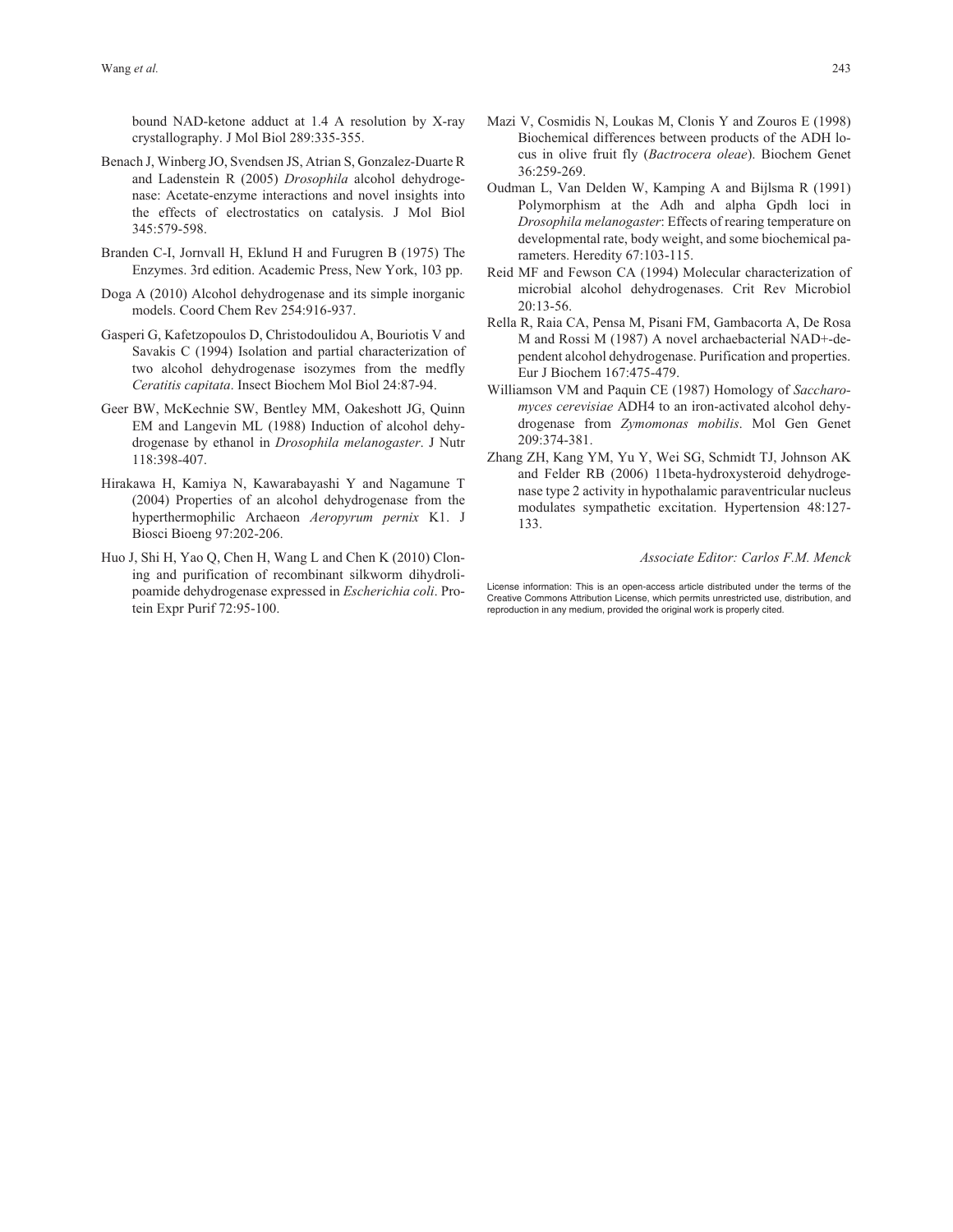bound NAD-ketone adduct at 1.4 A resolution by X-ray crystallography. J Mol Biol 289:335-355.

Benach J, Winberg JO, Svendsen JS, Atrian S, Gonzalez-Duarte R and Ladenstein R (2005) *Drosophila* alcohol dehydrogenase: Acetate-enzyme interactions and novel insights into the effects of electrostatics on catalysis. J Mol Biol 345:579-598.

Branden C-I, Jornvall H, Eklund H and Furugren B (1975) The Enzymes. 3rd edition. Academic Press, New York, 103 pp.

Doga A (2010) Alcohol dehydrogenase and its simple inorganic models. Coord Chem Rev 254:916-937.

Gasperi G, Kafetzopoulos D, Christodoulidou A, Bouriotis V and Savakis C (1994) Isolation and partial characterization of two alcohol dehydrogenase isozymes from the medfly *Ceratitis capitata*. Insect Biochem Mol Biol 24:87-94.

Geer BW, McKechnie SW, Bentley MM, Oakeshott JG, Quinn EM and Langevin ML (1988) Induction of alcohol dehydrogenase by ethanol in *Drosophila melanogaster*. J Nutr 118:398-407.

Hirakawa H, Kamiya N, Kawarabayashi Y and Nagamune T (2004) Properties of an alcohol dehydrogenase from the hyperthermophilic Archaeon *Aeropyrum pernix* K1. J Biosci Bioeng 97:202-206.

Huo J, Shi H, Yao Q, Chen H, Wang L and Chen K (2010) Cloning and purification of recombinant silkworm dihydrolipoamide dehydrogenase expressed in *Escherichia coli*. Protein Expr Purif 72:95-100.

Mazi V, Cosmidis N, Loukas M, Clonis Y and Zouros E (1998) Biochemical differences between products of the ADH locus in olive fruit fly (*Bactrocera oleae*). Biochem Genet 36:259-269.

Oudman L, Van Delden W, Kamping A and Bijlsma R (1991) Polymorphism at the Adh and alpha Gpdh loci in *Drosophila melanogaster*: Effects of rearing temperature on developmental rate, body weight, and some biochemical parameters. Heredity 67:103-115.

Reid MF and Fewson CA (1994) Molecular characterization of microbial alcohol dehydrogenases. Crit Rev Microbiol 20:13-56.

Rella R, Raia CA, Pensa M, Pisani FM, Gambacorta A, De Rosa M and Rossi M (1987) A novel archaebacterial NAD+-dependent alcohol dehydrogenase. Purification and properties. Eur J Biochem 167:475-479.

Williamson VM and Paquin CE (1987) Homology of *Saccharomyces cerevisiae* ADH4 to an iron-activated alcohol dehydrogenase from *Zymomonas mobilis*. Mol Gen Genet 209:374-381.

Zhang ZH, Kang YM, Yu Y, Wei SG, Schmidt TJ, Johnson AK and Felder RB (2006) 11beta-hydroxysteroid dehydrogenase type 2 activity in hypothalamic paraventricular nucleus modulates sympathetic excitation. Hypertension 48:127-133.

*Associate Editor: Carlos F.M. Menck*

License information: This is an open-access article distributed under the terms of the Creative Commons Attribution License, which permits unrestricted use, distribution, and reproduction in any medium, provided the original work is properly cited.